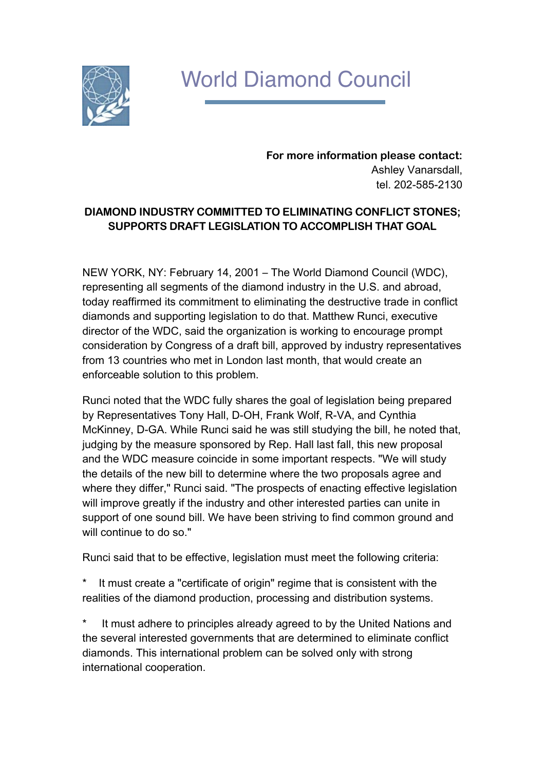# World Diamond Council

**For more information please contact:**
Ashley Vanarsdall,
tel. 202-585-2130

## DIAMOND INDUSTRY COMMITTED TO ELIMINATING CONFLICT STONES; SUPPORTS DRAFT LEGISLATION TO ACCOMPLISH THAT GOAL

NEW YORK, NY: February 14, 2001 – The World Diamond Council (WDC), representing all segments of the diamond industry in the U.S. and abroad, today reaffirmed its commitment to eliminating the destructive trade in conflict diamonds and supporting legislation to do that. Matthew Runci, executive director of the WDC, said the organization is working to encourage prompt consideration by Congress of a draft bill, approved by industry representatives from 13 countries who met in London last month, that would create an enforceable solution to this problem.

Runci noted that the WDC fully shares the goal of legislation being prepared by Representatives Tony Hall, D-OH, Frank Wolf, R-VA, and Cynthia McKinney, D-GA. While Runci said he was still studying the bill, he noted that, judging by the measure sponsored by Rep. Hall last fall, this new proposal and the WDC measure coincide in some important respects. "We will study the details of the new bill to determine where the two proposals agree and where they differ," Runci said. "The prospects of enacting effective legislation will improve greatly if the industry and other interested parties can unite in support of one sound bill. We have been striving to find common ground and will continue to do so."

Runci said that to be effective, legislation must meet the following criteria:

* It must create a "certificate of origin" regime that is consistent with the realities of the diamond production, processing and distribution systems.

* It must adhere to principles already agreed to by the United Nations and the several interested governments that are determined to eliminate conflict diamonds. This international problem can be solved only with strong international cooperation.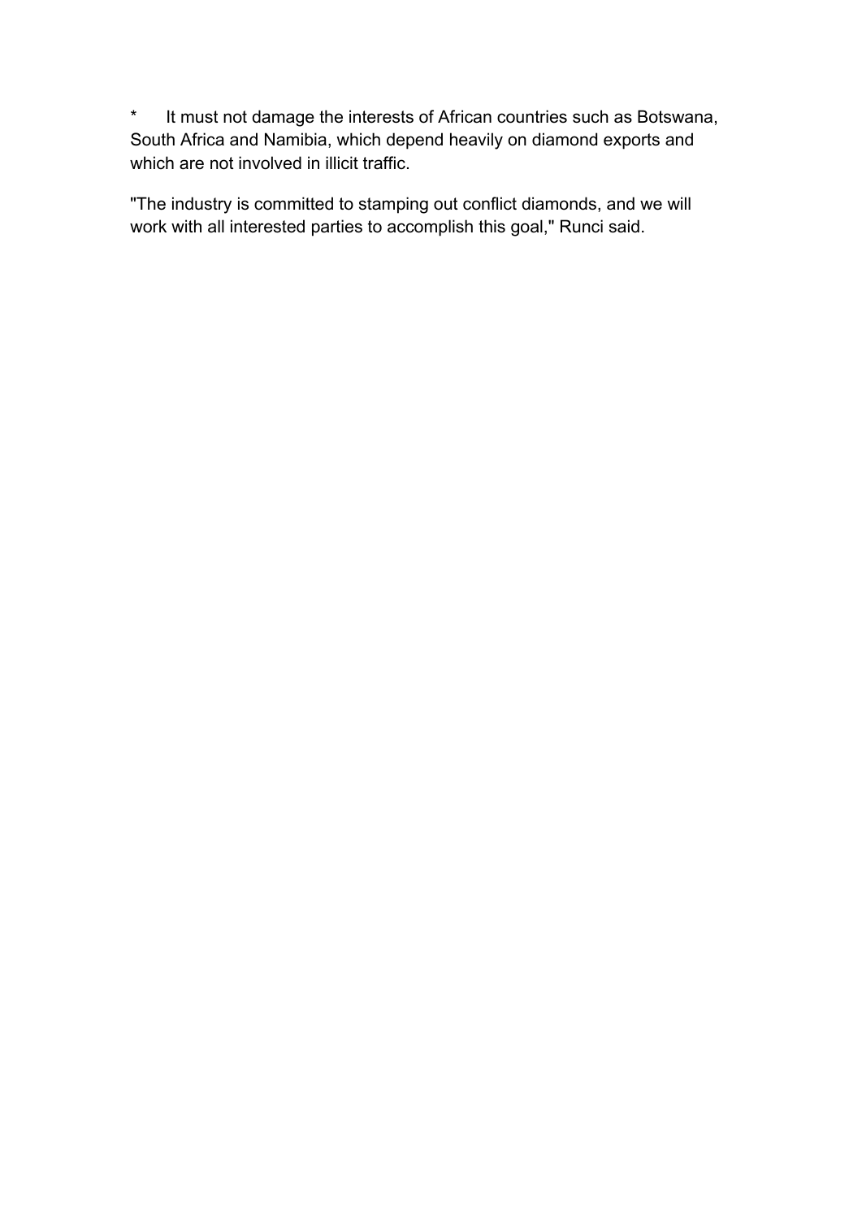* It must not damage the interests of African countries such as Botswana, South Africa and Namibia, which depend heavily on diamond exports and which are not involved in illicit traffic.

"The industry is committed to stamping out conflict diamonds, and we will work with all interested parties to accomplish this goal," Runci said.